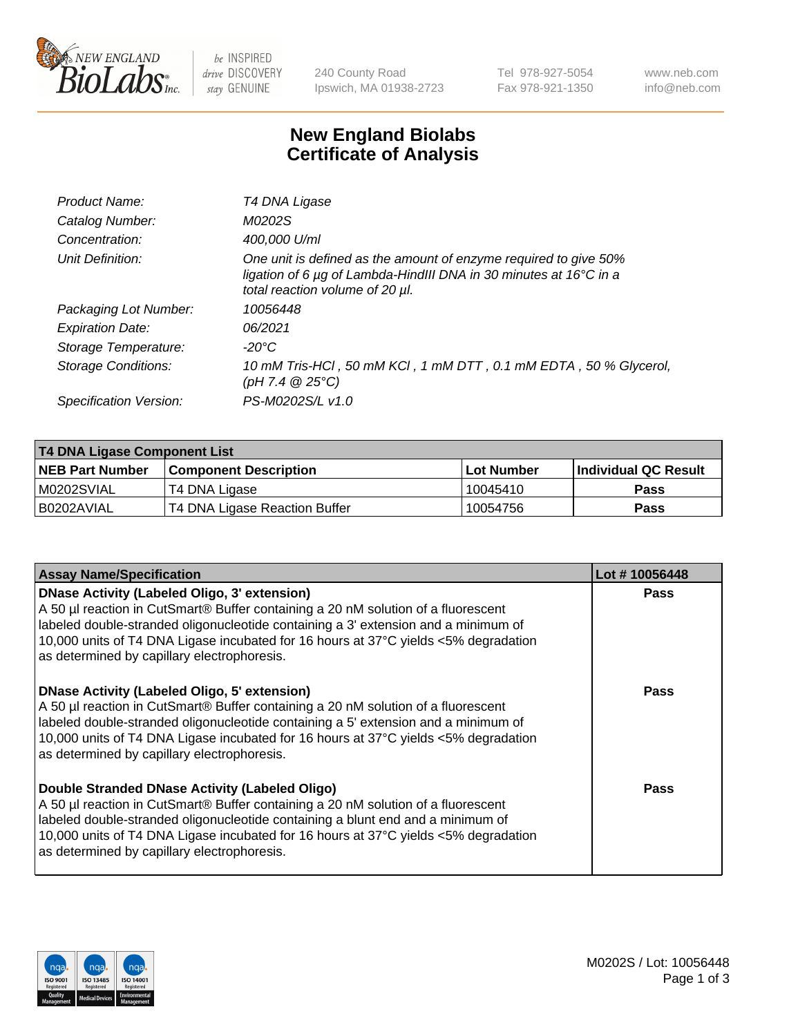New England Biolabs, 240 County Road, Ipswich, MA 01938-2723
Tel 978-927-5054, Fax 978-921-1350
www.neb.com, info@neb.com

# New England Biolabs Certificate of Analysis

| | |
|---|---|
| Product Name: | *T4 DNA Ligase* |
| Catalog Number: | *M0202S* |
| Concentration: | *400,000 U/ml* |
| Unit Definition: | *One unit is defined as the amount of enzyme required to give 50% ligation of 6 µg of Lambda-HindIII DNA in 30 minutes at 16°C in a total reaction volume of 20 µl.* |
| Packaging Lot Number: | *10056448* |
| Expiration Date: | *06/2021* |
| Storage Temperature: | *-20°C* |
| Storage Conditions: | *10 mM Tris-HCl , 50 mM KCl , 1 mM DTT , 0.1 mM EDTA , 50 % Glycerol, (pH 7.4 @ 25°C)* |
| Specification Version: | *PS-M0202S/L v1.0* |

**T4 DNA Ligase Component List**

| NEB Part Number | Component Description | Lot Number | Individual QC Result |
|---|---|---|---|
| M0202SVIAL | T4 DNA Ligase | 10045410 | Pass |
| B0202AVIAL | T4 DNA Ligase Reaction Buffer | 10054756 | Pass |

| Assay Name/Specification | Lot # 10056448 |
|---|---|
| **DNase Activity (Labeled Oligo, 3' extension)** A 50 µl reaction in CutSmart® Buffer containing a 20 nM solution of a fluorescent labeled double-stranded oligonucleotide containing a 3' extension and a minimum of 10,000 units of T4 DNA Ligase incubated for 16 hours at 37°C yields <5% degradation as determined by capillary electrophoresis. | Pass |
| **DNase Activity (Labeled Oligo, 5' extension)** A 50 µl reaction in CutSmart® Buffer containing a 20 nM solution of a fluorescent labeled double-stranded oligonucleotide containing a 5' extension and a minimum of 10,000 units of T4 DNA Ligase incubated for 16 hours at 37°C yields <5% degradation as determined by capillary electrophoresis. | Pass |
| **Double Stranded DNase Activity (Labeled Oligo)** A 50 µl reaction in CutSmart® Buffer containing a 20 nM solution of a fluorescent labeled double-stranded oligonucleotide containing a blunt end and a minimum of 10,000 units of T4 DNA Ligase incubated for 16 hours at 37°C yields <5% degradation as determined by capillary electrophoresis. | Pass |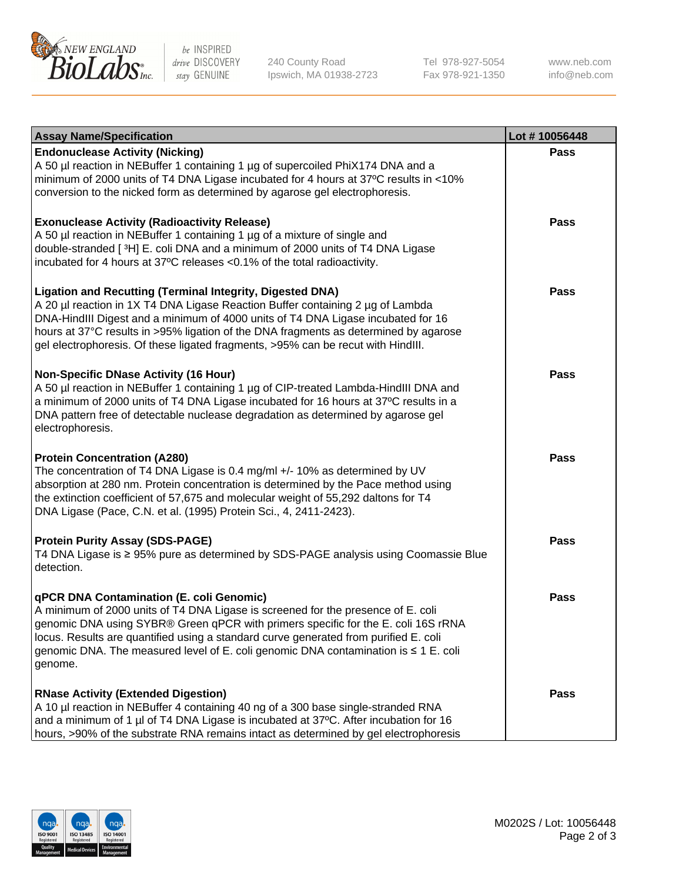| Assay Name/Specification | Lot # 10056448 |
| --- | --- |
| **Endonuclease Activity (Nicking)**<br>A 50 µl reaction in NEBuffer 1 containing 1 µg of supercoiled PhiX174 DNA and a minimum of 2000 units of T4 DNA Ligase incubated for 4 hours at 37ºC results in <10% conversion to the nicked form as determined by agarose gel electrophoresis. | Pass |
| **Exonuclease Activity (Radioactivity Release)**<br>A 50 µl reaction in NEBuffer 1 containing 1 µg of a mixture of single and double-stranded [ $^3$H] E. coli DNA and a minimum of 2000 units of T4 DNA Ligase incubated for 4 hours at 37ºC releases <0.1% of the total radioactivity. | Pass |
| **Ligation and Recutting (Terminal Integrity, Digested DNA)**<br>A 20 µl reaction in 1X T4 DNA Ligase Reaction Buffer containing 2 µg of Lambda DNA-HindIII Digest and a minimum of 4000 units of T4 DNA Ligase incubated for 16 hours at 37°C results in >95% ligation of the DNA fragments as determined by agarose gel electrophoresis. Of these ligated fragments, >95% can be recut with HindIII. | Pass |
| **Non-Specific DNase Activity (16 Hour)**<br>A 50 µl reaction in NEBuffer 1 containing 1 µg of CIP-treated Lambda-HindIII DNA and a minimum of 2000 units of T4 DNA Ligase incubated for 16 hours at 37ºC results in a DNA pattern free of detectable nuclease degradation as determined by agarose gel electrophoresis. | Pass |
| **Protein Concentration (A280)**<br>The concentration of T4 DNA Ligase is 0.4 mg/ml +/- 10% as determined by UV absorption at 280 nm. Protein concentration is determined by the Pace method using the extinction coefficient of 57,675 and molecular weight of 55,292 daltons for T4 DNA Ligase (Pace, C.N. et al. (1995) Protein Sci., 4, 2411-2423). | Pass |
| **Protein Purity Assay (SDS-PAGE)**<br>T4 DNA Ligase is ≥ 95% pure as determined by SDS-PAGE analysis using Coomassie Blue detection. | Pass |
| **qPCR DNA Contamination (E. coli Genomic)**<br>A minimum of 2000 units of T4 DNA Ligase is screened for the presence of E. coli genomic DNA using SYBR® Green qPCR with primers specific for the E. coli 16S rRNA locus. Results are quantified using a standard curve generated from purified E. coli genomic DNA. The measured level of E. coli genomic DNA contamination is ≤ 1 E. coli genome. | Pass |
| **RNase Activity (Extended Digestion)**<br>A 10 µl reaction in NEBuffer 4 containing 40 ng of a 300 base single-stranded RNA and a minimum of 1 µl of T4 DNA Ligase is incubated at 37ºC. After incubation for 16 hours, >90% of the substrate RNA remains intact as determined by gel electrophoresis | Pass |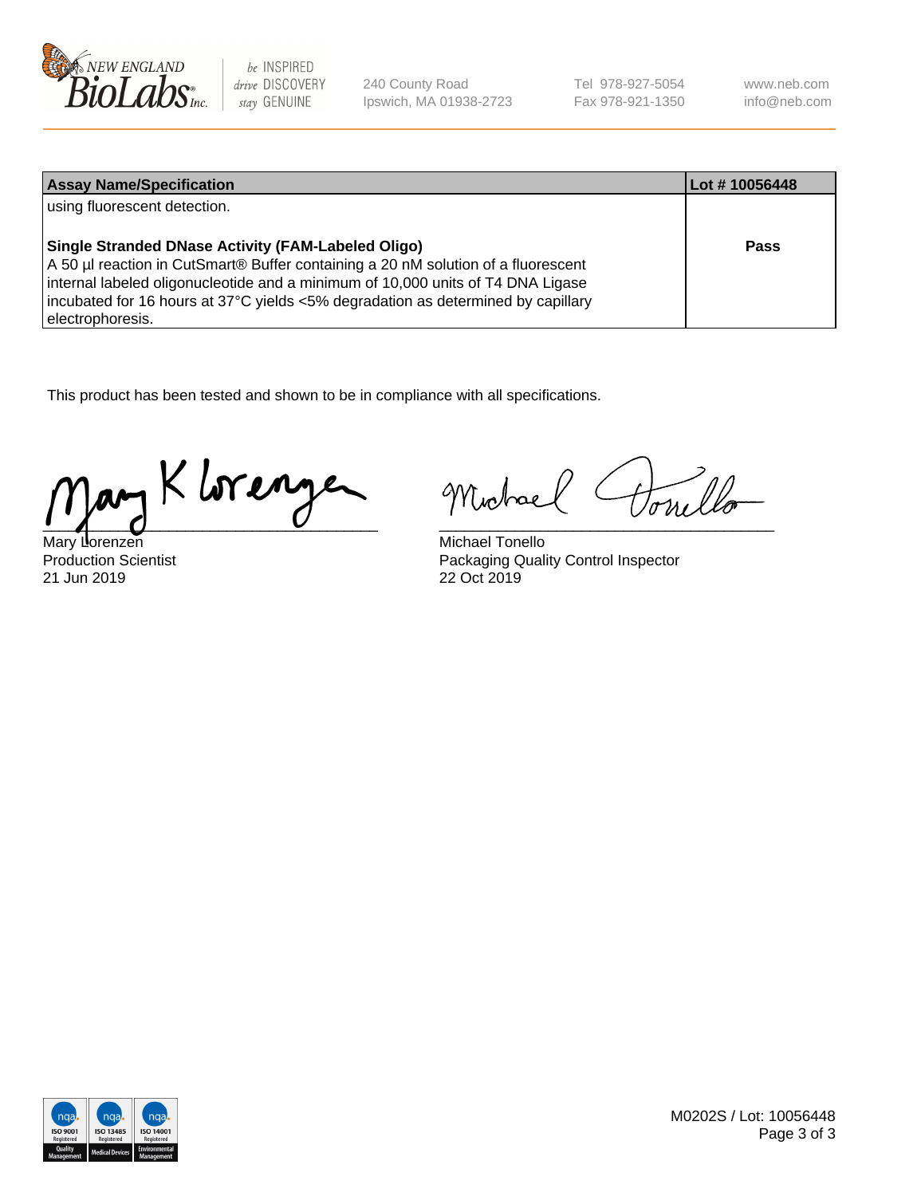| Assay Name/Specification | Lot # 10056448 |
|---|---|
| using fluorescent detection. | |
| **Single Stranded DNase Activity (FAM-Labeled Oligo)**<br>A 50 µl reaction in CutSmart® Buffer containing a 20 nM solution of a fluorescent internal labeled oligonucleotide and a minimum of 10,000 units of T4 DNA Ligase incubated for 16 hours at 37°C yields <5% degradation as determined by capillary electrophoresis. | **Pass** |

This product has been tested and shown to be in compliance with all specifications.

Mary Lorenzen
Production Scientist
21 Jun 2019

Michael Tonello
Packaging Quality Control Inspector
22 Oct 2019

M0202S / Lot: 10056448